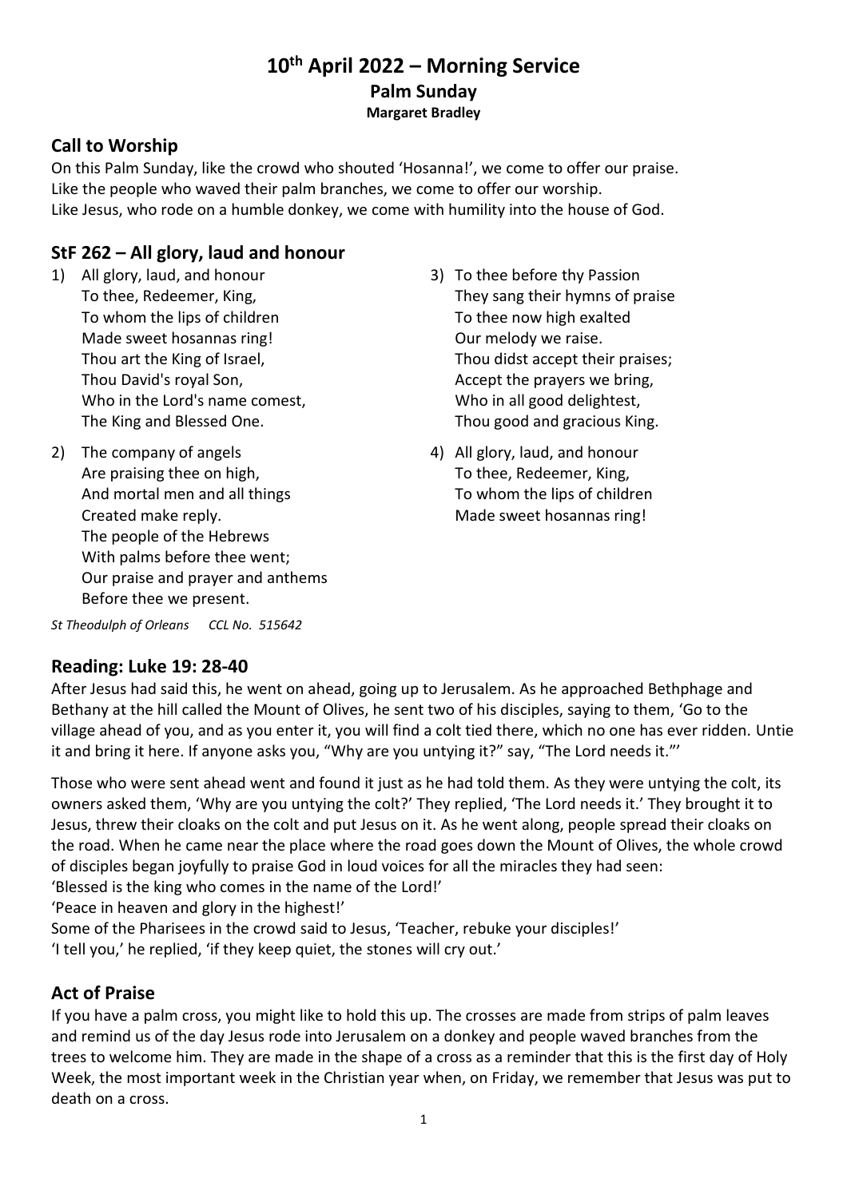# 10th April 2022 – Morning Service

## Palm Sunday

**Margaret Bradley**

## Call to Worship

On this Palm Sunday, like the crowd who shouted 'Hosanna!', we come to offer our praise.
Like the people who waved their palm branches, we come to offer our worship.
Like Jesus, who rode on a humble donkey, we come with humility into the house of God.

## StF 262 – All glory, laud and honour

1) All glory, laud, and honour
To thee, Redeemer, King,
To whom the lips of children
Made sweet hosannas ring!
Thou art the King of Israel,
Thou David's royal Son,
Who in the Lord's name comest,
The King and Blessed One.

2) The company of angels
Are praising thee on high,
And mortal men and all things
Created make reply.
The people of the Hebrews
With palms before thee went;
Our praise and prayer and anthems
Before thee we present.

3) To thee before thy Passion
They sang their hymns of praise
To thee now high exalted
Our melody we raise.
Thou didst accept their praises;
Accept the prayers we bring,
Who in all good delightest,
Thou good and gracious King.

4) All glory, laud, and honour
To thee, Redeemer, King,
To whom the lips of children
Made sweet hosannas ring!

*St Theodulph of Orleans CCL No. 515642*

## Reading: Luke 19: 28-40

After Jesus had said this, he went on ahead, going up to Jerusalem. As he approached Bethphage and Bethany at the hill called the Mount of Olives, he sent two of his disciples, saying to them, 'Go to the village ahead of you, and as you enter it, you will find a colt tied there, which no one has ever ridden. Untie it and bring it here. If anyone asks you, "Why are you untying it?" say, "The Lord needs it."'

Those who were sent ahead went and found it just as he had told them. As they were untying the colt, its owners asked them, 'Why are you untying the colt?' They replied, 'The Lord needs it.' They brought it to Jesus, threw their cloaks on the colt and put Jesus on it. As he went along, people spread their cloaks on the road. When he came near the place where the road goes down the Mount of Olives, the whole crowd of disciples began joyfully to praise God in loud voices for all the miracles they had seen:
'Blessed is the king who comes in the name of the Lord!'
'Peace in heaven and glory in the highest!'
Some of the Pharisees in the crowd said to Jesus, 'Teacher, rebuke your disciples!'
'I tell you,' he replied, 'if they keep quiet, the stones will cry out.'

## Act of Praise

If you have a palm cross, you might like to hold this up. The crosses are made from strips of palm leaves and remind us of the day Jesus rode into Jerusalem on a donkey and people waved branches from the trees to welcome him. They are made in the shape of a cross as a reminder that this is the first day of Holy Week, the most important week in the Christian year when, on Friday, we remember that Jesus was put to death on a cross.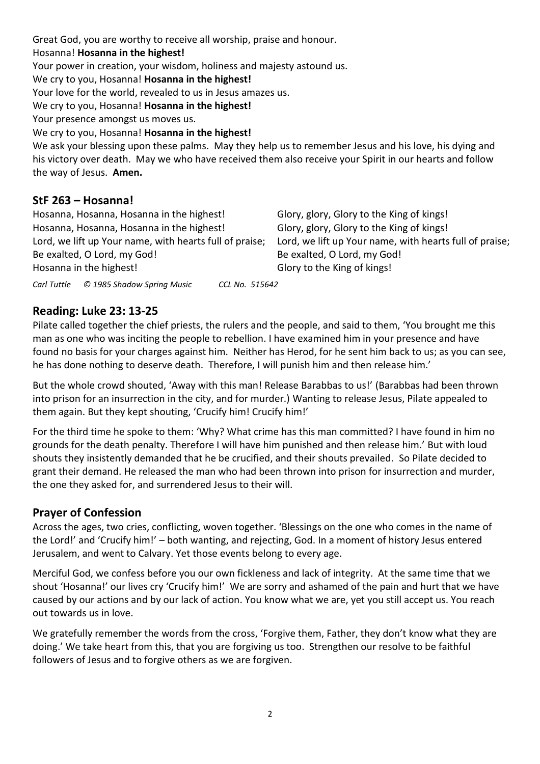Great God, you are worthy to receive all worship, praise and honour.
Hosanna! **Hosanna in the highest!**
Your power in creation, your wisdom, holiness and majesty astound us.
We cry to you, Hosanna! **Hosanna in the highest!**
Your love for the world, revealed to us in Jesus amazes us.
We cry to you, Hosanna! **Hosanna in the highest!**
Your presence amongst us moves us.
We cry to you, Hosanna! **Hosanna in the highest!**
We ask your blessing upon these palms. May they help us to remember Jesus and his love, his dying and his victory over death. May we who have received them also receive your Spirit in our hearts and follow the way of Jesus. **Amen.**

## StF 263 – Hosanna!

Hosanna, Hosanna, Hosanna in the highest!
Hosanna, Hosanna, Hosanna in the highest!
Lord, we lift up Your name, with hearts full of praise;
Be exalted, O Lord, my God!
Hosanna in the highest!

Glory, glory, Glory to the King of kings!
Glory, glory, Glory to the King of kings!
Lord, we lift up Your name, with hearts full of praise;
Be exalted, O Lord, my God!
Glory to the King of kings!

*Carl Tuttle © 1985 Shadow Spring Music CCL No. 515642*

## Reading: Luke 23: 13-25

Pilate called together the chief priests, the rulers and the people, and said to them, 'You brought me this man as one who was inciting the people to rebellion. I have examined him in your presence and have found no basis for your charges against him. Neither has Herod, for he sent him back to us; as you can see, he has done nothing to deserve death. Therefore, I will punish him and then release him.'

But the whole crowd shouted, 'Away with this man! Release Barabbas to us!' (Barabbas had been thrown into prison for an insurrection in the city, and for murder.) Wanting to release Jesus, Pilate appealed to them again. But they kept shouting, 'Crucify him! Crucify him!'

For the third time he spoke to them: 'Why? What crime has this man committed? I have found in him no grounds for the death penalty. Therefore I will have him punished and then release him.' But with loud shouts they insistently demanded that he be crucified, and their shouts prevailed. So Pilate decided to grant their demand. He released the man who had been thrown into prison for insurrection and murder, the one they asked for, and surrendered Jesus to their will.

## Prayer of Confession

Across the ages, two cries, conflicting, woven together. 'Blessings on the one who comes in the name of the Lord!' and 'Crucify him!' – both wanting, and rejecting, God. In a moment of history Jesus entered Jerusalem, and went to Calvary. Yet those events belong to every age.

Merciful God, we confess before you our own fickleness and lack of integrity. At the same time that we shout 'Hosanna!' our lives cry 'Crucify him!' We are sorry and ashamed of the pain and hurt that we have caused by our actions and by our lack of action. You know what we are, yet you still accept us. You reach out towards us in love.

We gratefully remember the words from the cross, 'Forgive them, Father, they don't know what they are doing.' We take heart from this, that you are forgiving us too. Strengthen our resolve to be faithful followers of Jesus and to forgive others as we are forgiven.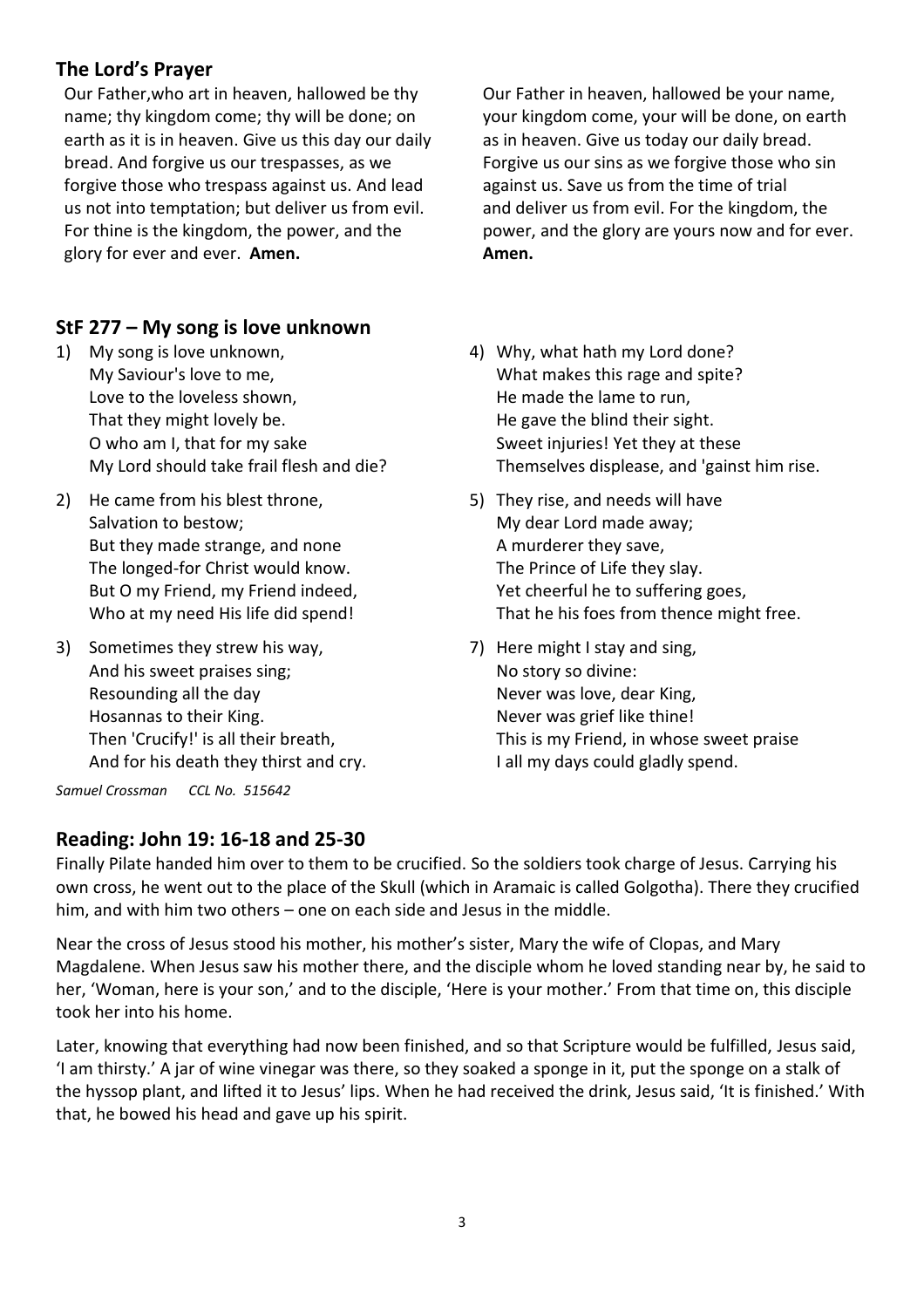## The Lord's Prayer

Our Father,who art in heaven, hallowed be thy name; thy kingdom come; thy will be done; on earth as it is in heaven. Give us this day our daily bread. And forgive us our trespasses, as we forgive those who trespass against us. And lead us not into temptation; but deliver us from evil. For thine is the kingdom, the power, and the glory for ever and ever. **Amen.**

Our Father in heaven, hallowed be your name, your kingdom come, your will be done, on earth as in heaven. Give us today our daily bread. Forgive us our sins as we forgive those who sin against us. Save us from the time of trial and deliver us from evil. For the kingdom, the power, and the glory are yours now and for ever. **Amen.**

## StF 277 – My song is love unknown

1) My song is love unknown,
My Saviour's love to me,
Love to the loveless shown,
That they might lovely be.
O who am I, that for my sake
My Lord should take frail flesh and die?

2) He came from his blest throne,
Salvation to bestow;
But they made strange, and none
The longed-for Christ would know.
But O my Friend, my Friend indeed,
Who at my need His life did spend!

3) Sometimes they strew his way,
And his sweet praises sing;
Resounding all the day
Hosannas to their King.
Then 'Crucify!' is all their breath,
And for his death they thirst and cry.

4) Why, what hath my Lord done?
What makes this rage and spite?
He made the lame to run,
He gave the blind their sight.
Sweet injuries! Yet they at these
Themselves displease, and 'gainst him rise.

5) They rise, and needs will have
My dear Lord made away;
A murderer they save,
The Prince of Life they slay.
Yet cheerful he to suffering goes,
That he his foes from thence might free.

7) Here might I stay and sing,
No story so divine:
Never was love, dear King,
Never was grief like thine!
This is my Friend, in whose sweet praise
I all my days could gladly spend.

*Samuel Crossman CCL No. 515642*

## Reading: John 19: 16-18 and 25-30

Finally Pilate handed him over to them to be crucified. So the soldiers took charge of Jesus. Carrying his own cross, he went out to the place of the Skull (which in Aramaic is called Golgotha). There they crucified him, and with him two others – one on each side and Jesus in the middle.

Near the cross of Jesus stood his mother, his mother's sister, Mary the wife of Clopas, and Mary Magdalene. When Jesus saw his mother there, and the disciple whom he loved standing near by, he said to her, 'Woman, here is your son,' and to the disciple, 'Here is your mother.' From that time on, this disciple took her into his home.

Later, knowing that everything had now been finished, and so that Scripture would be fulfilled, Jesus said, 'I am thirsty.' A jar of wine vinegar was there, so they soaked a sponge in it, put the sponge on a stalk of the hyssop plant, and lifted it to Jesus' lips. When he had received the drink, Jesus said, 'It is finished.' With that, he bowed his head and gave up his spirit.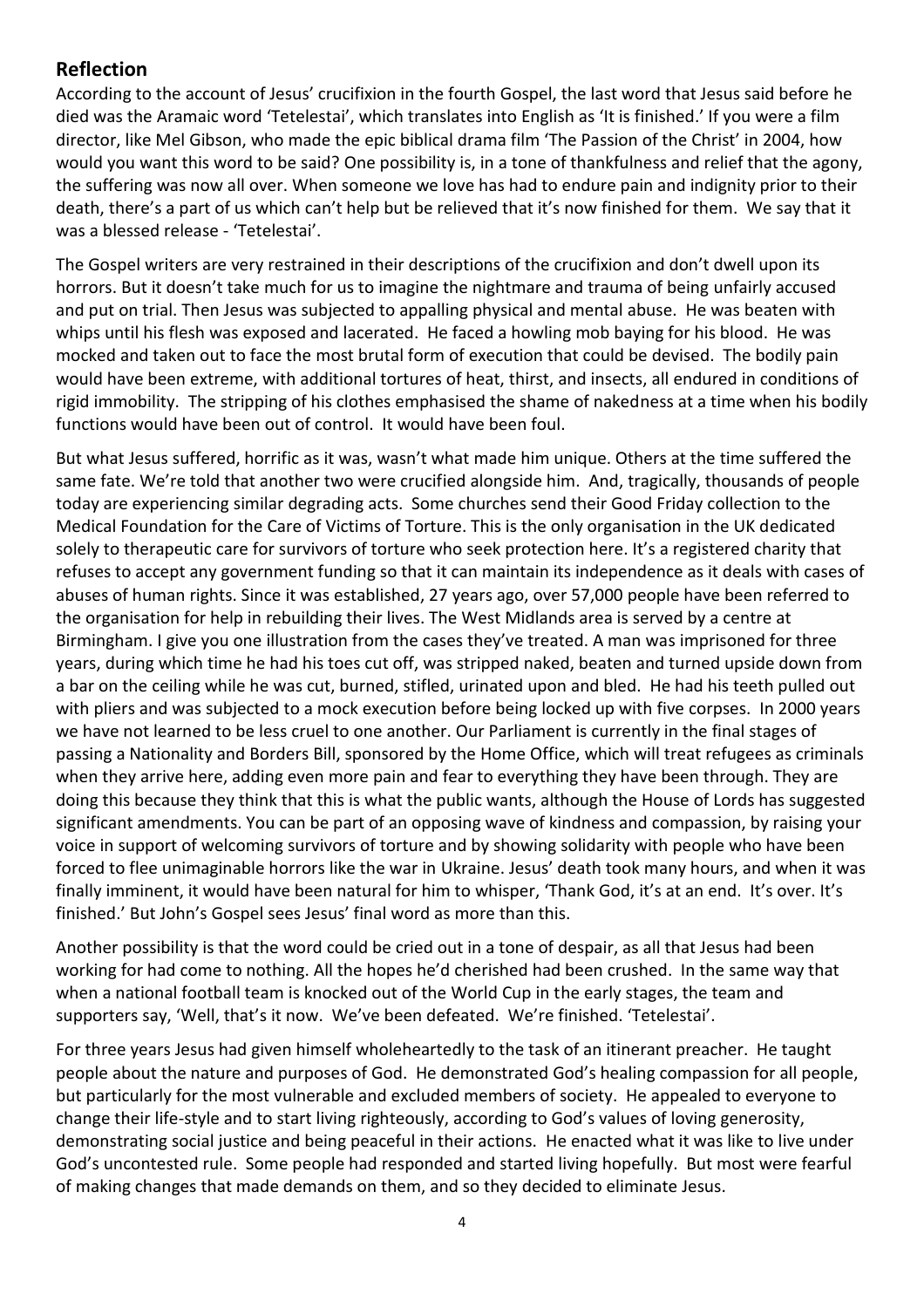## Reflection

According to the account of Jesus' crucifixion in the fourth Gospel, the last word that Jesus said before he died was the Aramaic word 'Tetelestai', which translates into English as 'It is finished.' If you were a film director, like Mel Gibson, who made the epic biblical drama film 'The Passion of the Christ' in 2004, how would you want this word to be said? One possibility is, in a tone of thankfulness and relief that the agony, the suffering was now all over. When someone we love has had to endure pain and indignity prior to their death, there's a part of us which can't help but be relieved that it's now finished for them. We say that it was a blessed release - 'Tetelestai'.

The Gospel writers are very restrained in their descriptions of the crucifixion and don't dwell upon its horrors. But it doesn't take much for us to imagine the nightmare and trauma of being unfairly accused and put on trial. Then Jesus was subjected to appalling physical and mental abuse. He was beaten with whips until his flesh was exposed and lacerated. He faced a howling mob baying for his blood. He was mocked and taken out to face the most brutal form of execution that could be devised. The bodily pain would have been extreme, with additional tortures of heat, thirst, and insects, all endured in conditions of rigid immobility. The stripping of his clothes emphasised the shame of nakedness at a time when his bodily functions would have been out of control. It would have been foul.

But what Jesus suffered, horrific as it was, wasn't what made him unique. Others at the time suffered the same fate. We're told that another two were crucified alongside him. And, tragically, thousands of people today are experiencing similar degrading acts. Some churches send their Good Friday collection to the Medical Foundation for the Care of Victims of Torture. This is the only organisation in the UK dedicated solely to therapeutic care for survivors of torture who seek protection here. It's a registered charity that refuses to accept any government funding so that it can maintain its independence as it deals with cases of abuses of human rights. Since it was established, 27 years ago, over 57,000 people have been referred to the organisation for help in rebuilding their lives. The West Midlands area is served by a centre at Birmingham. I give you one illustration from the cases they've treated. A man was imprisoned for three years, during which time he had his toes cut off, was stripped naked, beaten and turned upside down from a bar on the ceiling while he was cut, burned, stifled, urinated upon and bled. He had his teeth pulled out with pliers and was subjected to a mock execution before being locked up with five corpses. In 2000 years we have not learned to be less cruel to one another. Our Parliament is currently in the final stages of passing a Nationality and Borders Bill, sponsored by the Home Office, which will treat refugees as criminals when they arrive here, adding even more pain and fear to everything they have been through. They are doing this because they think that this is what the public wants, although the House of Lords has suggested significant amendments. You can be part of an opposing wave of kindness and compassion, by raising your voice in support of welcoming survivors of torture and by showing solidarity with people who have been forced to flee unimaginable horrors like the war in Ukraine. Jesus' death took many hours, and when it was finally imminent, it would have been natural for him to whisper, 'Thank God, it's at an end. It's over. It's finished.' But John's Gospel sees Jesus' final word as more than this.

Another possibility is that the word could be cried out in a tone of despair, as all that Jesus had been working for had come to nothing. All the hopes he'd cherished had been crushed. In the same way that when a national football team is knocked out of the World Cup in the early stages, the team and supporters say, 'Well, that's it now. We've been defeated. We're finished. 'Tetelestai'.

For three years Jesus had given himself wholeheartedly to the task of an itinerant preacher. He taught people about the nature and purposes of God. He demonstrated God's healing compassion for all people, but particularly for the most vulnerable and excluded members of society. He appealed to everyone to change their life-style and to start living righteously, according to God's values of loving generosity, demonstrating social justice and being peaceful in their actions. He enacted what it was like to live under God's uncontested rule. Some people had responded and started living hopefully. But most were fearful of making changes that made demands on them, and so they decided to eliminate Jesus.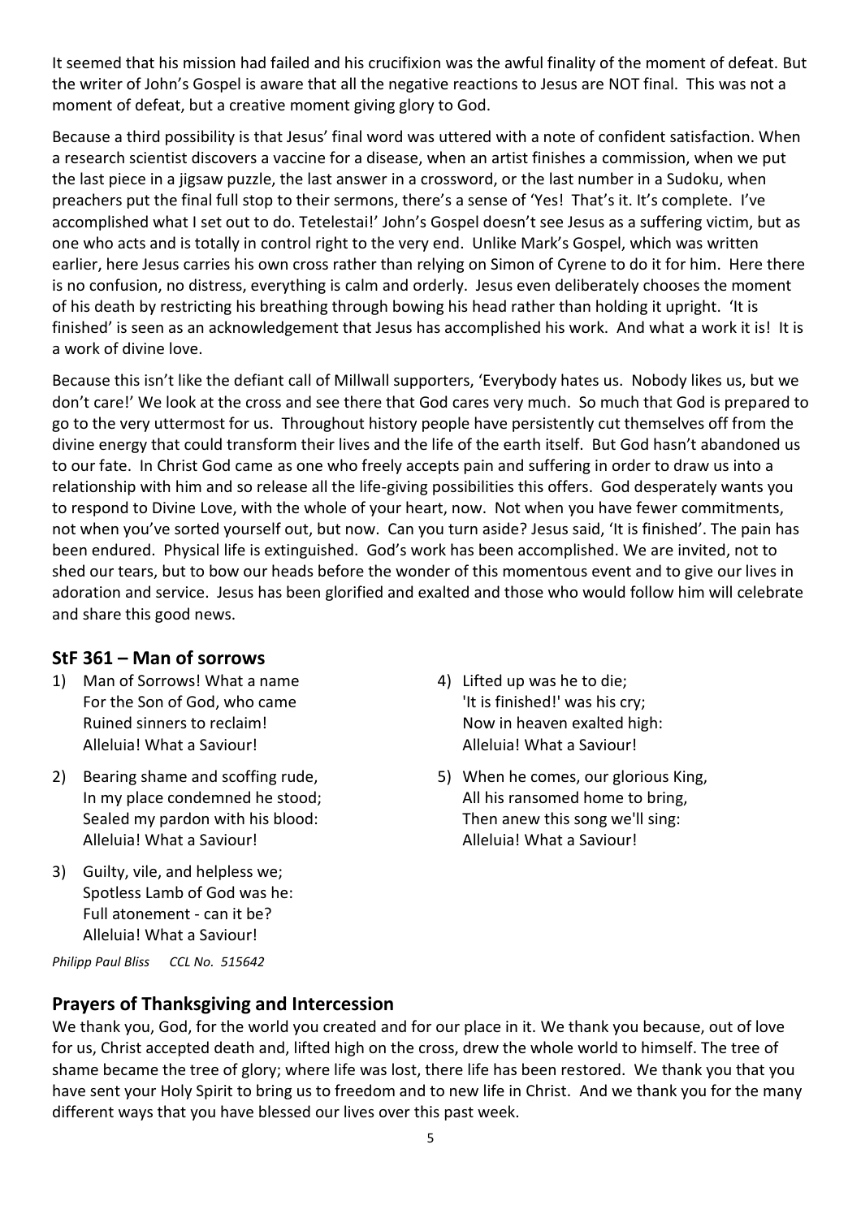It seemed that his mission had failed and his crucifixion was the awful finality of the moment of defeat. But the writer of John's Gospel is aware that all the negative reactions to Jesus are NOT final. This was not a moment of defeat, but a creative moment giving glory to God.

Because a third possibility is that Jesus' final word was uttered with a note of confident satisfaction. When a research scientist discovers a vaccine for a disease, when an artist finishes a commission, when we put the last piece in a jigsaw puzzle, the last answer in a crossword, or the last number in a Sudoku, when preachers put the final full stop to their sermons, there's a sense of 'Yes! That's it. It's complete. I've accomplished what I set out to do. Tetelestai!' John's Gospel doesn't see Jesus as a suffering victim, but as one who acts and is totally in control right to the very end. Unlike Mark's Gospel, which was written earlier, here Jesus carries his own cross rather than relying on Simon of Cyrene to do it for him. Here there is no confusion, no distress, everything is calm and orderly. Jesus even deliberately chooses the moment of his death by restricting his breathing through bowing his head rather than holding it upright. 'It is finished' is seen as an acknowledgement that Jesus has accomplished his work. And what a work it is! It is a work of divine love.

Because this isn't like the defiant call of Millwall supporters, 'Everybody hates us. Nobody likes us, but we don't care!' We look at the cross and see there that God cares very much. So much that God is prepared to go to the very uttermost for us. Throughout history people have persistently cut themselves off from the divine energy that could transform their lives and the life of the earth itself. But God hasn't abandoned us to our fate. In Christ God came as one who freely accepts pain and suffering in order to draw us into a relationship with him and so release all the life-giving possibilities this offers. God desperately wants you to respond to Divine Love, with the whole of your heart, now. Not when you have fewer commitments, not when you've sorted yourself out, but now. Can you turn aside? Jesus said, 'It is finished'. The pain has been endured. Physical life is extinguished. God's work has been accomplished. We are invited, not to shed our tears, but to bow our heads before the wonder of this momentous event and to give our lives in adoration and service. Jesus has been glorified and exalted and those who would follow him will celebrate and share this good news.

## StF 361 – Man of sorrows

1) Man of Sorrows! What a name
   For the Son of God, who came
   Ruined sinners to reclaim!
   Alleluia! What a Saviour!

2) Bearing shame and scoffing rude,
   In my place condemned he stood;
   Sealed my pardon with his blood:
   Alleluia! What a Saviour!

3) Guilty, vile, and helpless we;
   Spotless Lamb of God was he:
   Full atonement - can it be?
   Alleluia! What a Saviour!

4) Lifted up was he to die;
   'It is finished!' was his cry;
   Now in heaven exalted high:
   Alleluia! What a Saviour!

5) When he comes, our glorious King,
   All his ransomed home to bring,
   Then anew this song we'll sing:
   Alleluia! What a Saviour!

*Philipp Paul Bliss CCL No. 515642*

## Prayers of Thanksgiving and Intercession

We thank you, God, for the world you created and for our place in it. We thank you because, out of love for us, Christ accepted death and, lifted high on the cross, drew the whole world to himself. The tree of shame became the tree of glory; where life was lost, there life has been restored. We thank you that you have sent your Holy Spirit to bring us to freedom and to new life in Christ. And we thank you for the many different ways that you have blessed our lives over this past week.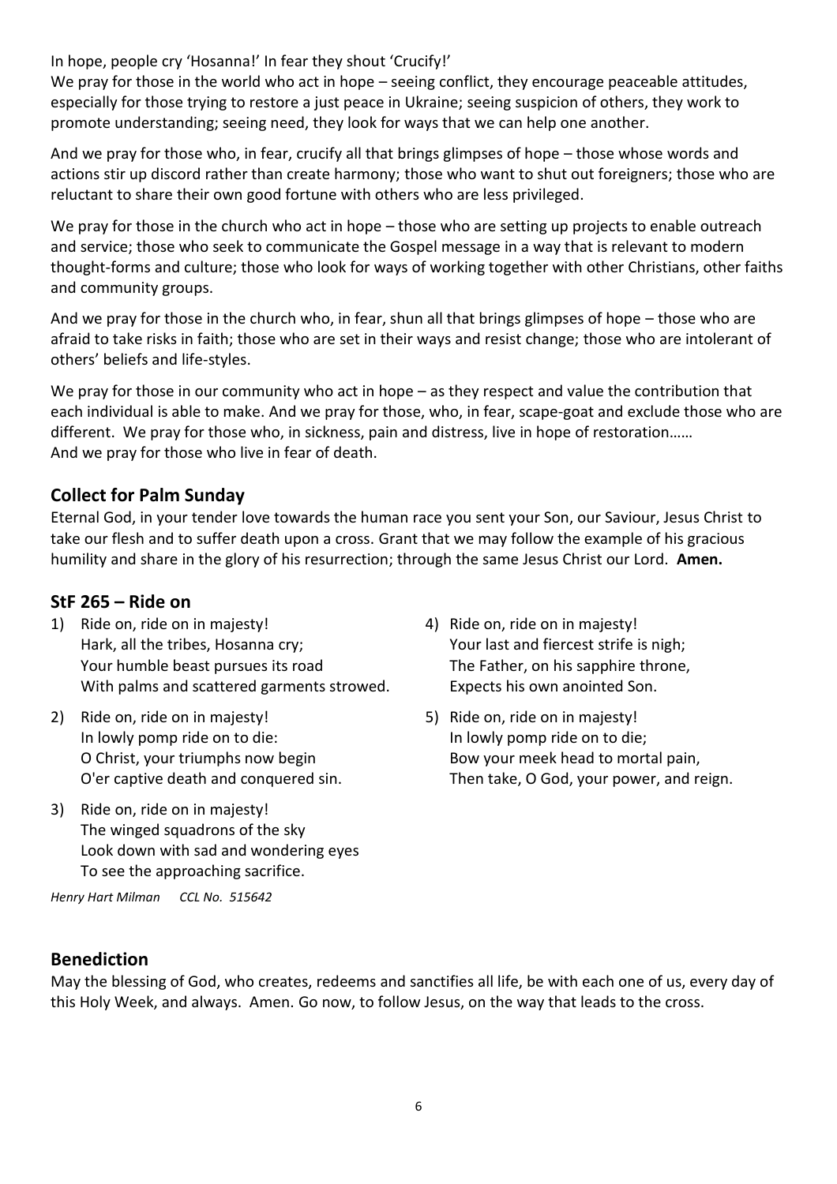In hope, people cry 'Hosanna!' In fear they shout 'Crucify!'
We pray for those in the world who act in hope – seeing conflict, they encourage peaceable attitudes, especially for those trying to restore a just peace in Ukraine; seeing suspicion of others, they work to promote understanding; seeing need, they look for ways that we can help one another.

And we pray for those who, in fear, crucify all that brings glimpses of hope – those whose words and actions stir up discord rather than create harmony; those who want to shut out foreigners; those who are reluctant to share their own good fortune with others who are less privileged.

We pray for those in the church who act in hope – those who are setting up projects to enable outreach and service; those who seek to communicate the Gospel message in a way that is relevant to modern thought-forms and culture; those who look for ways of working together with other Christians, other faiths and community groups.

And we pray for those in the church who, in fear, shun all that brings glimpses of hope – those who are afraid to take risks in faith; those who are set in their ways and resist change; those who are intolerant of others' beliefs and life-styles.

We pray for those in our community who act in hope – as they respect and value the contribution that each individual is able to make. And we pray for those, who, in fear, scape-goat and exclude those who are different. We pray for those who, in sickness, pain and distress, live in hope of restoration……
And we pray for those who live in fear of death.

## Collect for Palm Sunday

Eternal God, in your tender love towards the human race you sent your Son, our Saviour, Jesus Christ to take our flesh and to suffer death upon a cross. Grant that we may follow the example of his gracious humility and share in the glory of his resurrection; through the same Jesus Christ our Lord. **Amen.**

## StF 265 – Ride on

1) Ride on, ride on in majesty!
   Hark, all the tribes, Hosanna cry;
   Your humble beast pursues its road
   With palms and scattered garments strowed.

2) Ride on, ride on in majesty!
   In lowly pomp ride on to die:
   O Christ, your triumphs now begin
   O'er captive death and conquered sin.

3) Ride on, ride on in majesty!
   The winged squadrons of the sky
   Look down with sad and wondering eyes
   To see the approaching sacrifice.

4) Ride on, ride on in majesty!
   Your last and fiercest strife is nigh;
   The Father, on his sapphire throne,
   Expects his own anointed Son.

5) Ride on, ride on in majesty!
   In lowly pomp ride on to die;
   Bow your meek head to mortal pain,
   Then take, O God, your power, and reign.

*Henry Hart Milman CCL No. 515642*

## Benediction

May the blessing of God, who creates, redeems and sanctifies all life, be with each one of us, every day of this Holy Week, and always. Amen. Go now, to follow Jesus, on the way that leads to the cross.